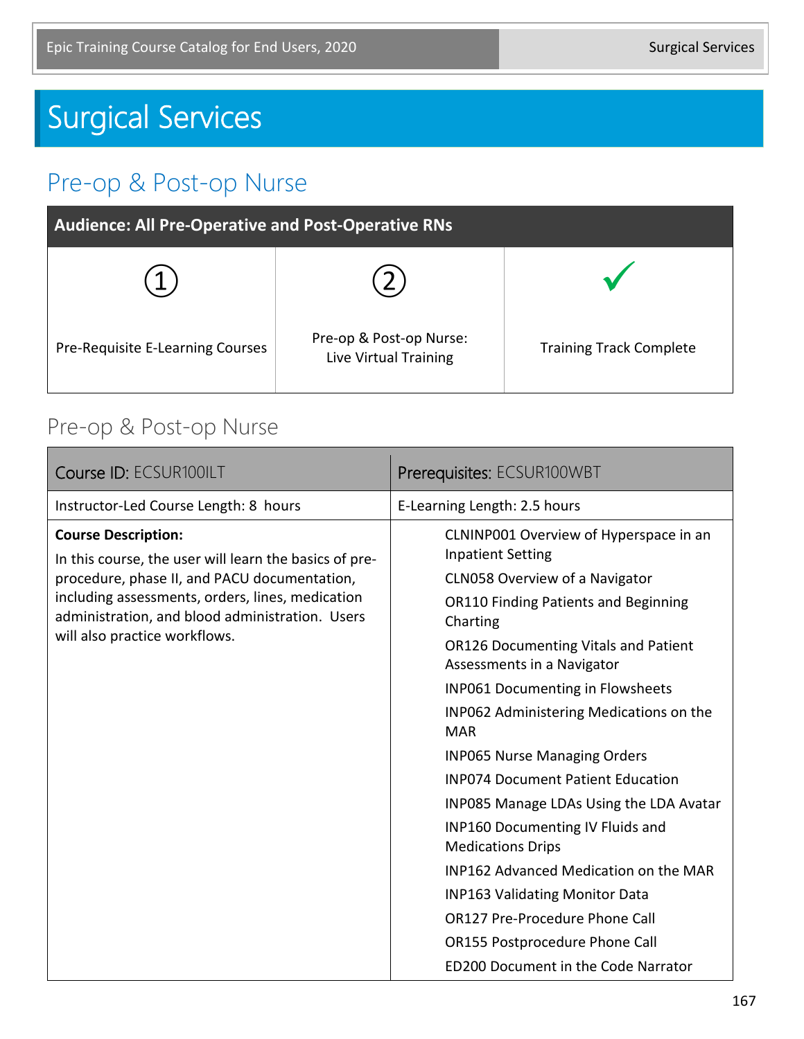# Surgical Services

## Pre-op & Post-op Nurse

| Audience: All Pre-Operative and Post-Operative RNs | | |
|---|---|---|
| ① | ② | ✓ |
| Pre-Requisite E-Learning Courses | Pre-op & Post-op Nurse: Live Virtual Training | Training Track Complete |

## Pre-op & Post-op Nurse

| Course ID: ECSUR100ILT | Prerequisites: ECSUR100WBT |
|---|---|
| Instructor-Led Course Length: 8 hours | E-Learning Length: 2.5 hours |
| **Course Description:**<br>In this course, the user will learn the basics of pre-procedure, phase II, and PACU documentation, including assessments, orders, lines, medication administration, and blood administration. Users will also practice workflows. | CLNINP001 Overview of Hyperspace in an Inpatient Setting<br>CLN058 Overview of a Navigator<br>OR110 Finding Patients and Beginning Charting<br>OR126 Documenting Vitals and Patient Assessments in a Navigator<br>INP061 Documenting in Flowsheets<br>INP062 Administering Medications on the MAR<br>INP065 Nurse Managing Orders<br>INP074 Document Patient Education<br>INP085 Manage LDAs Using the LDA Avatar<br>INP160 Documenting IV Fluids and Medications Drips<br>INP162 Advanced Medication on the MAR<br>INP163 Validating Monitor Data<br>OR127 Pre-Procedure Phone Call<br>OR155 Postprocedure Phone Call<br>ED200 Document in the Code Narrator |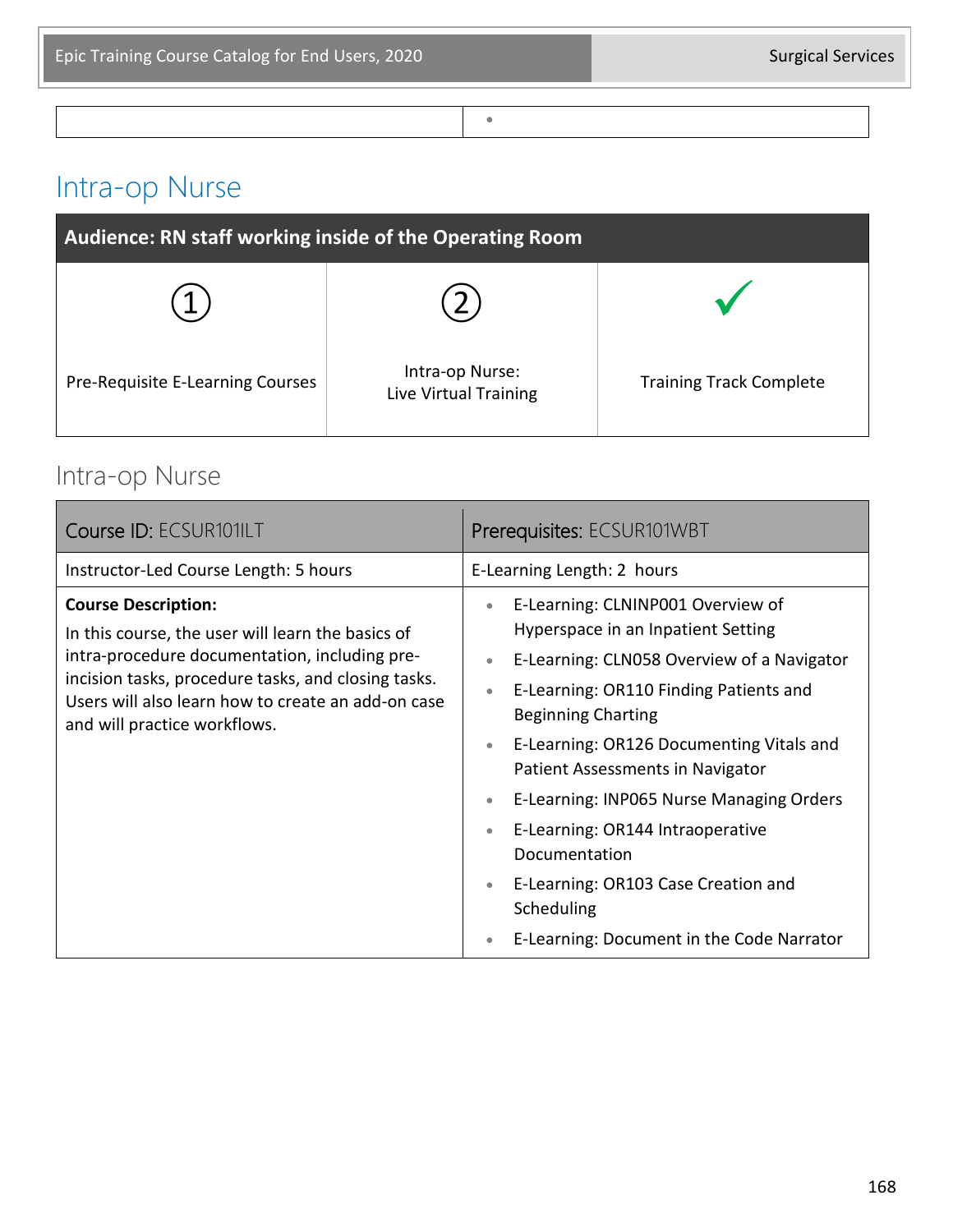| | |
|---|---|
| | • |

# Intra-op Nurse

| Audience: RN staff working inside of the Operating Room | | |
|---|---|---|
| ① Pre-Requisite E-Learning Courses | ② Intra-op Nurse: Live Virtual Training | ✓ Training Track Complete |

## Intra-op Nurse

| Course ID: ECSUR101ILT | Prerequisites: ECSUR101WBT |
|---|---|
| Instructor-Led Course Length: 5 hours | E-Learning Length: 2 hours |
| **Course Description:** In this course, the user will learn the basics of intra-procedure documentation, including pre-incision tasks, procedure tasks, and closing tasks. Users will also learn how to create an add-on case and will practice workflows. | • E-Learning: CLNINP001 Overview of Hyperspace in an Inpatient Setting<br>• E-Learning: CLN058 Overview of a Navigator<br>• E-Learning: OR110 Finding Patients and Beginning Charting<br>• E-Learning: OR126 Documenting Vitals and Patient Assessments in Navigator<br>• E-Learning: INP065 Nurse Managing Orders<br>• E-Learning: OR144 Intraoperative Documentation<br>• E-Learning: OR103 Case Creation and Scheduling<br>• E-Learning: Document in the Code Narrator |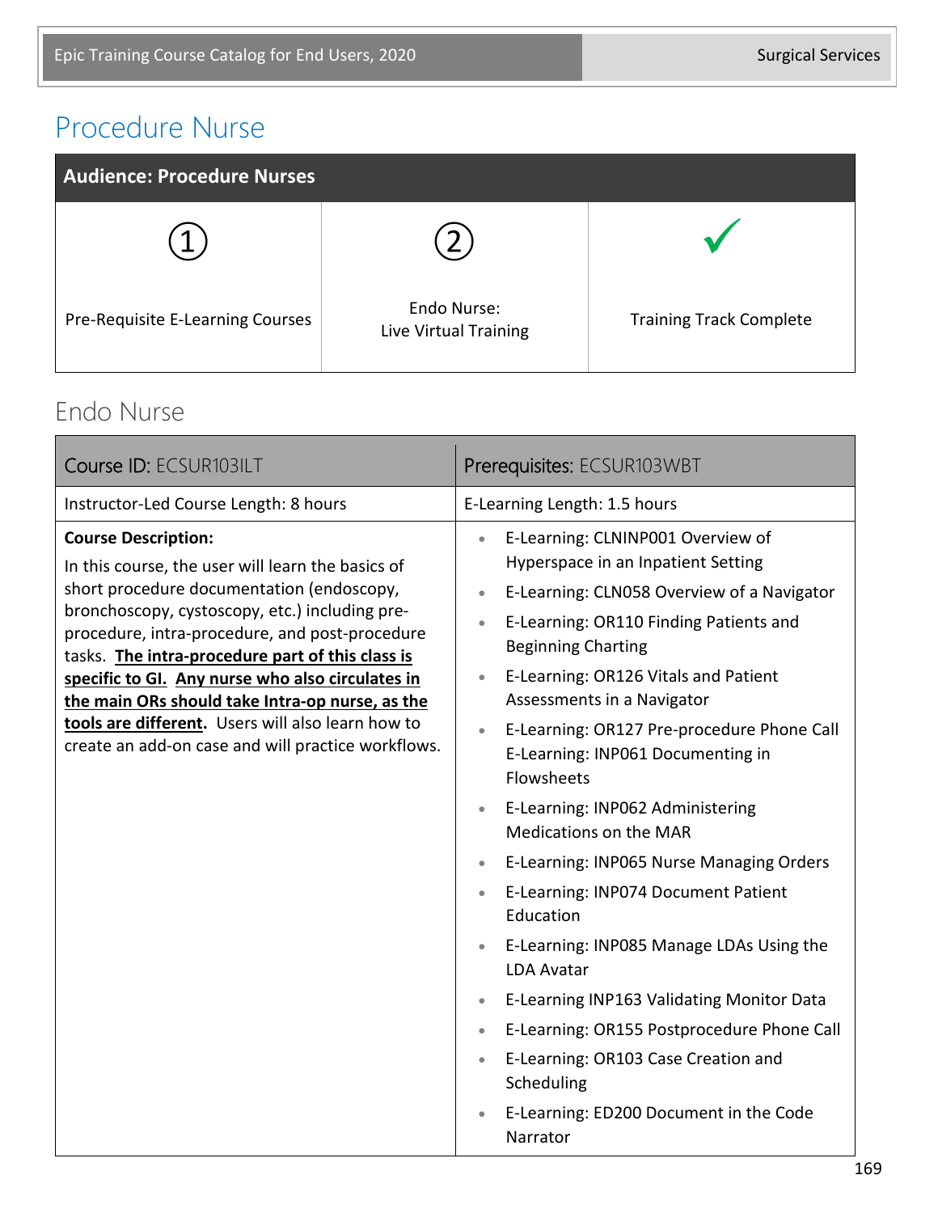# Procedure Nurse

| Audience: Procedure Nurses | | |
|---|---|---|
| ① Pre-Requisite E-Learning Courses | ② Endo Nurse: Live Virtual Training | ✓ Training Track Complete |

## Endo Nurse

| Course ID: ECSUR103ILT | Prerequisites: ECSUR103WBT |
|---|---|
| Instructor-Led Course Length: 8 hours | E-Learning Length: 1.5 hours |
| **Course Description:** In this course, the user will learn the basics of short procedure documentation (endoscopy, bronchoscopy, cystoscopy, etc.) including pre-procedure, intra-procedure, and post-procedure tasks. **The intra-procedure part of this class is specific to GI. Any nurse who also circulates in the main ORs should take Intra-op nurse, as the tools are different.** Users will also learn how to create an add-on case and will practice workflows. | • E-Learning: CLNINP001 Overview of Hyperspace in an Inpatient Setting<br>• E-Learning: CLN058 Overview of a Navigator<br>• E-Learning: OR110 Finding Patients and Beginning Charting<br>• E-Learning: OR126 Vitals and Patient Assessments in a Navigator<br>• E-Learning: OR127 Pre-procedure Phone Call E-Learning: INP061 Documenting in Flowsheets<br>• E-Learning: INP062 Administering Medications on the MAR<br>• E-Learning: INP065 Nurse Managing Orders<br>• E-Learning: INP074 Document Patient Education<br>• E-Learning: INP085 Manage LDAs Using the LDA Avatar<br>• E-Learning INP163 Validating Monitor Data<br>• E-Learning: OR155 Postprocedure Phone Call<br>• E-Learning: OR103 Case Creation and Scheduling<br>• E-Learning: ED200 Document in the Code Narrator |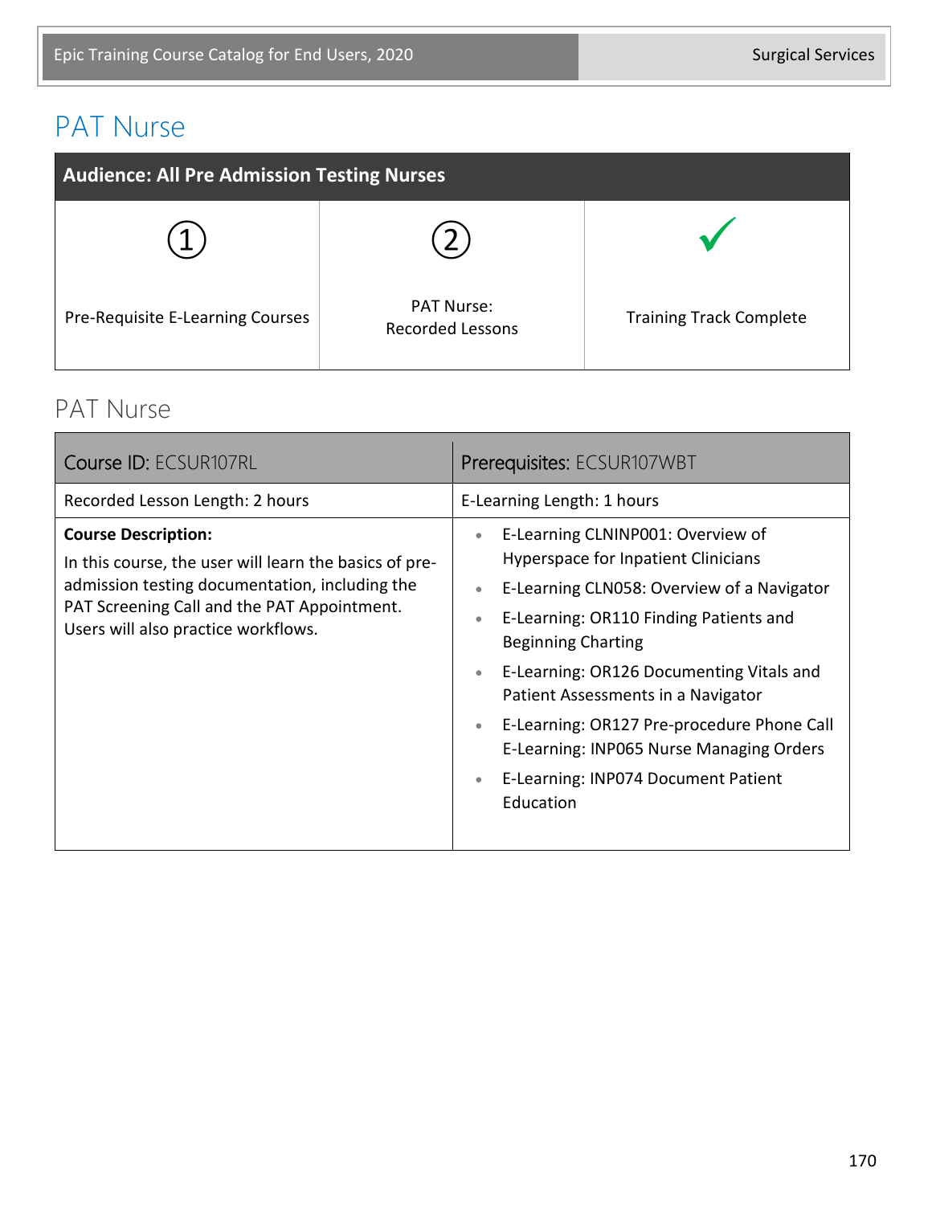# PAT Nurse

| Audience: All Pre Admission Testing Nurses | | |
|---|---|---|
| ① | ② | ✓ |
| Pre-Requisite E-Learning Courses | PAT Nurse: Recorded Lessons | Training Track Complete |

## PAT Nurse

| Course ID: ECSUR107RL | Prerequisites: ECSUR107WBT |
|---|---|
| Recorded Lesson Length: 2 hours | E-Learning Length: 1 hours |
| **Course Description:** In this course, the user will learn the basics of pre-admission testing documentation, including the PAT Screening Call and the PAT Appointment. Users will also practice workflows. | • E-Learning CLNINP001: Overview of Hyperspace for Inpatient Clinicians<br>• E-Learning CLN058: Overview of a Navigator<br>• E-Learning: OR110 Finding Patients and Beginning Charting<br>• E-Learning: OR126 Documenting Vitals and Patient Assessments in a Navigator<br>• E-Learning: OR127 Pre-procedure Phone Call E-Learning: INP065 Nurse Managing Orders<br>• E-Learning: INP074 Document Patient Education |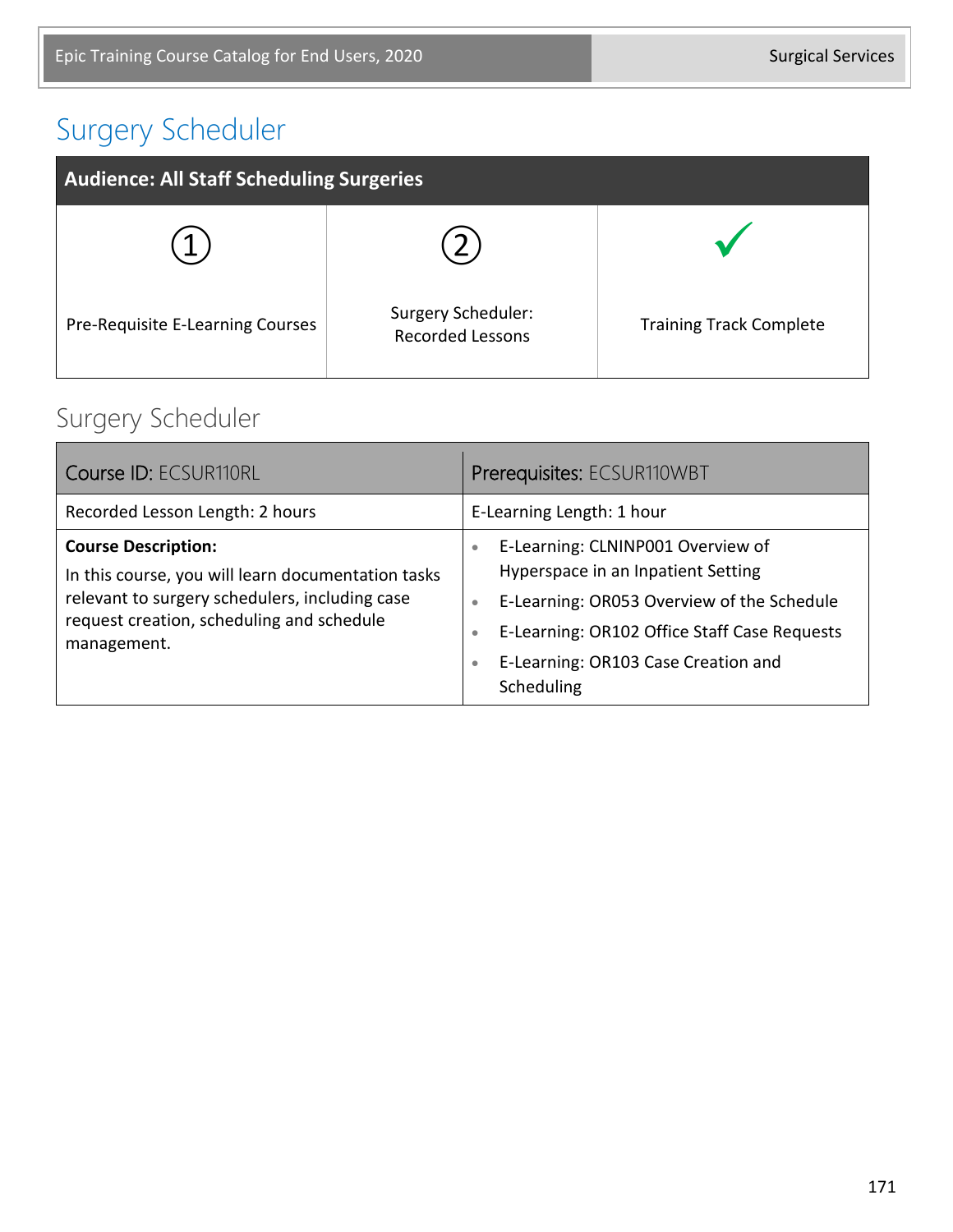# Surgery Scheduler

| Audience: All Staff Scheduling Surgeries | | |
|---|---|---|
| ① Pre-Requisite E-Learning Courses | ② Surgery Scheduler: Recorded Lessons | ✓ Training Track Complete |

## Surgery Scheduler

| Course ID: ECSUR110RL | Prerequisites: ECSUR110WBT |
|---|---|
| Recorded Lesson Length: 2 hours | E-Learning Length: 1 hour |
| **Course Description:** In this course, you will learn documentation tasks relevant to surgery schedulers, including case request creation, scheduling and schedule management. | • E-Learning: CLNINP001 Overview of Hyperspace in an Inpatient Setting<br>• E-Learning: OR053 Overview of the Schedule<br>• E-Learning: OR102 Office Staff Case Requests<br>• E-Learning: OR103 Case Creation and Scheduling |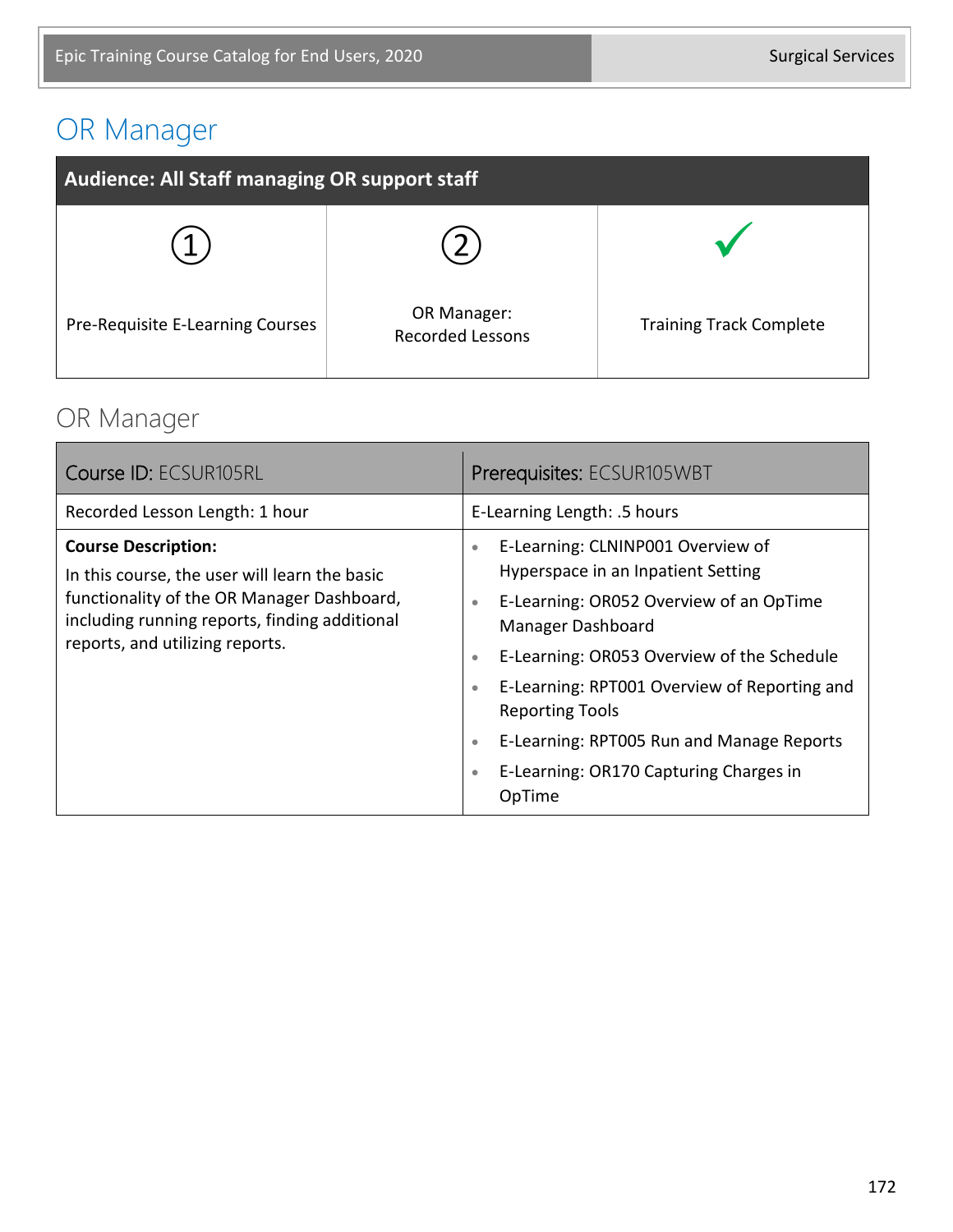# OR Manager

| Audience: All Staff managing OR support staff | | |
|---|---|---|
| ① Pre-Requisite E-Learning Courses | ② OR Manager: Recorded Lessons | ✓ Training Track Complete |

## OR Manager

| Course ID: ECSUR105RL | Prerequisites: ECSUR105WBT |
|---|---|
| Recorded Lesson Length: 1 hour | E-Learning Length: .5 hours |
| **Course Description:** In this course, the user will learn the basic functionality of the OR Manager Dashboard, including running reports, finding additional reports, and utilizing reports. | • E-Learning: CLNINP001 Overview of Hyperspace in an Inpatient Setting<br>• E-Learning: OR052 Overview of an OpTime Manager Dashboard<br>• E-Learning: OR053 Overview of the Schedule<br>• E-Learning: RPT001 Overview of Reporting and Reporting Tools<br>• E-Learning: RPT005 Run and Manage Reports<br>• E-Learning: OR170 Capturing Charges in OpTime |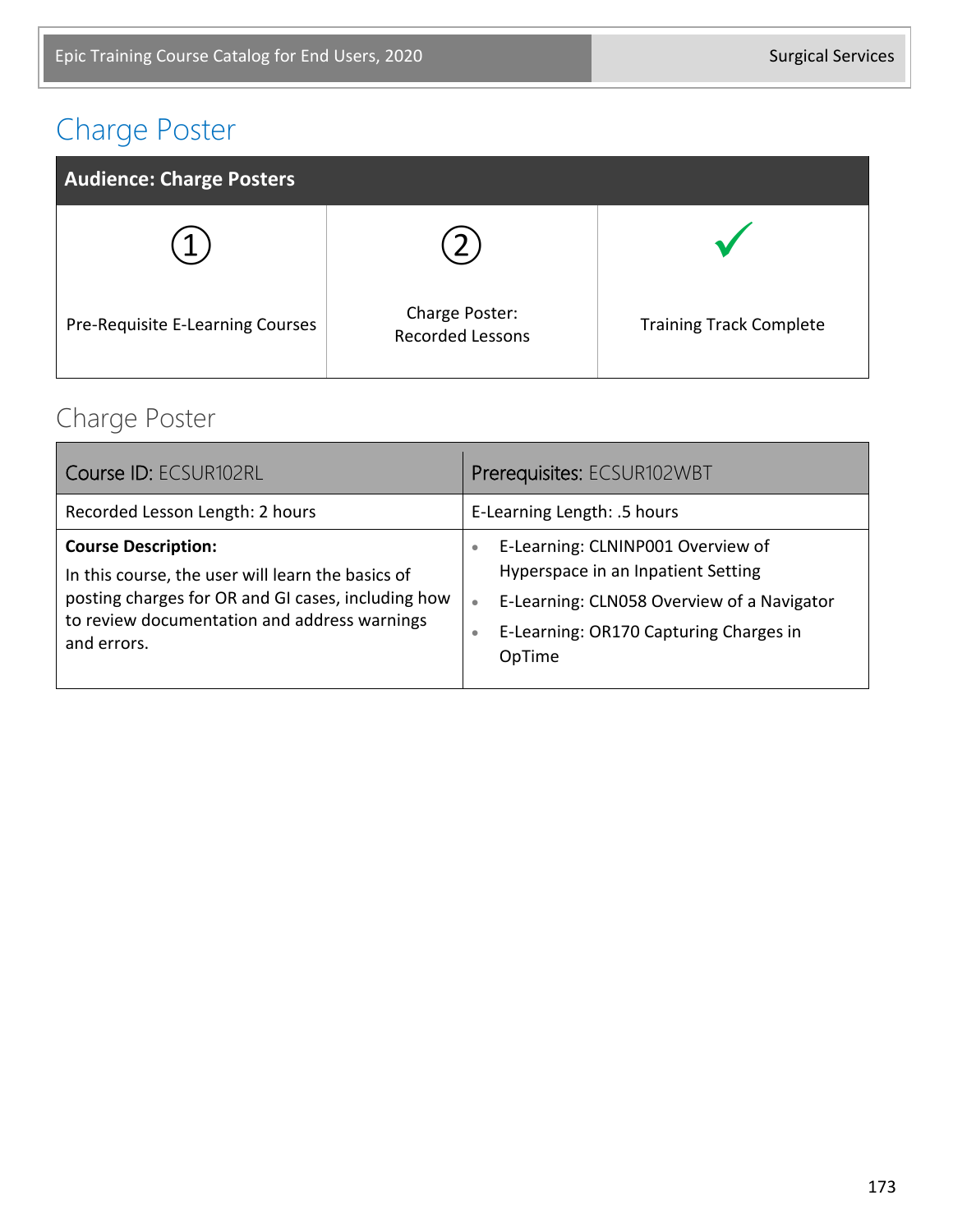# Charge Poster

| Audience: Charge Posters | | |
|---|---|---|
| ① Pre-Requisite E-Learning Courses | ② Charge Poster: Recorded Lessons | ✓ Training Track Complete |

## Charge Poster

| Course ID: ECSUR102RL | Prerequisites: ECSUR102WBT |
|---|---|
| Recorded Lesson Length: 2 hours | E-Learning Length: .5 hours |
| **Course Description:** In this course, the user will learn the basics of posting charges for OR and GI cases, including how to review documentation and address warnings and errors. | • E-Learning: CLNINP001 Overview of Hyperspace in an Inpatient Setting<br>• E-Learning: CLN058 Overview of a Navigator<br>• E-Learning: OR170 Capturing Charges in OpTime |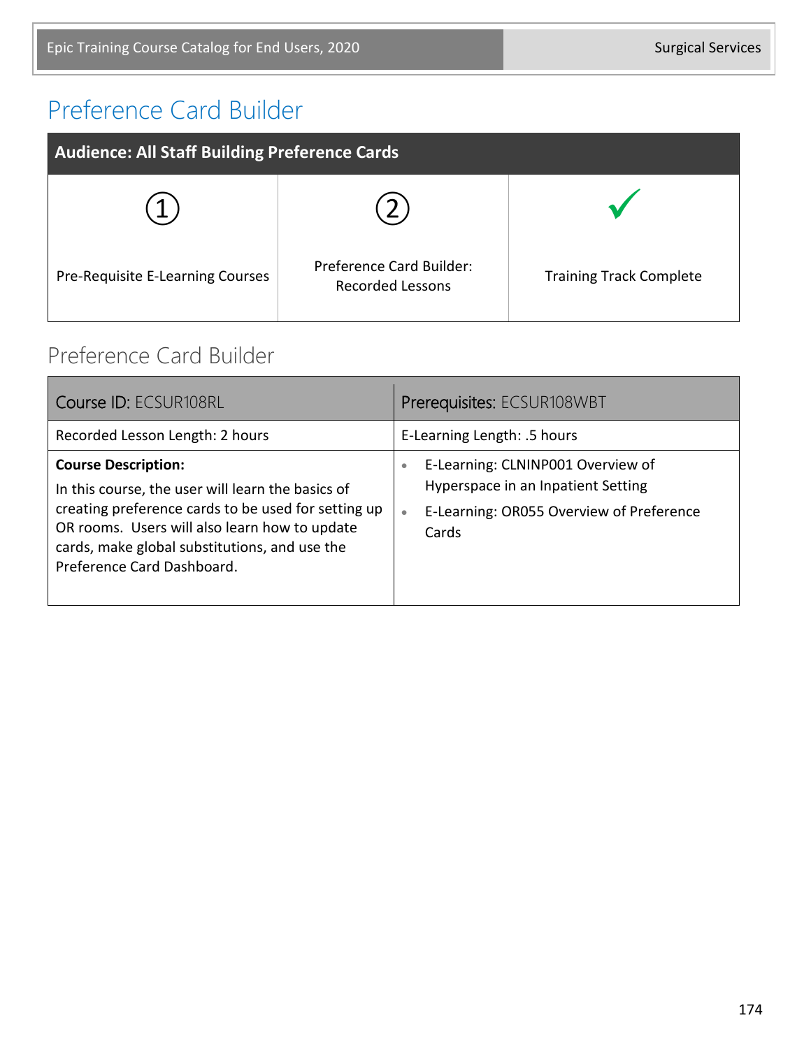# Preference Card Builder

| Audience: All Staff Building Preference Cards | | |
|---|---|---|
| ① Pre-Requisite E-Learning Courses | ② Preference Card Builder: Recorded Lessons | ✓ Training Track Complete |

## Preference Card Builder

| Course ID: ECSUR108RL | Prerequisites: ECSUR108WBT |
|---|---|
| Recorded Lesson Length: 2 hours | E-Learning Length: .5 hours |
| **Course Description:** In this course, the user will learn the basics of creating preference cards to be used for setting up OR rooms. Users will also learn how to update cards, make global substitutions, and use the Preference Card Dashboard. | • E-Learning: CLNINP001 Overview of Hyperspace in an Inpatient Setting<br>• E-Learning: OR055 Overview of Preference Cards |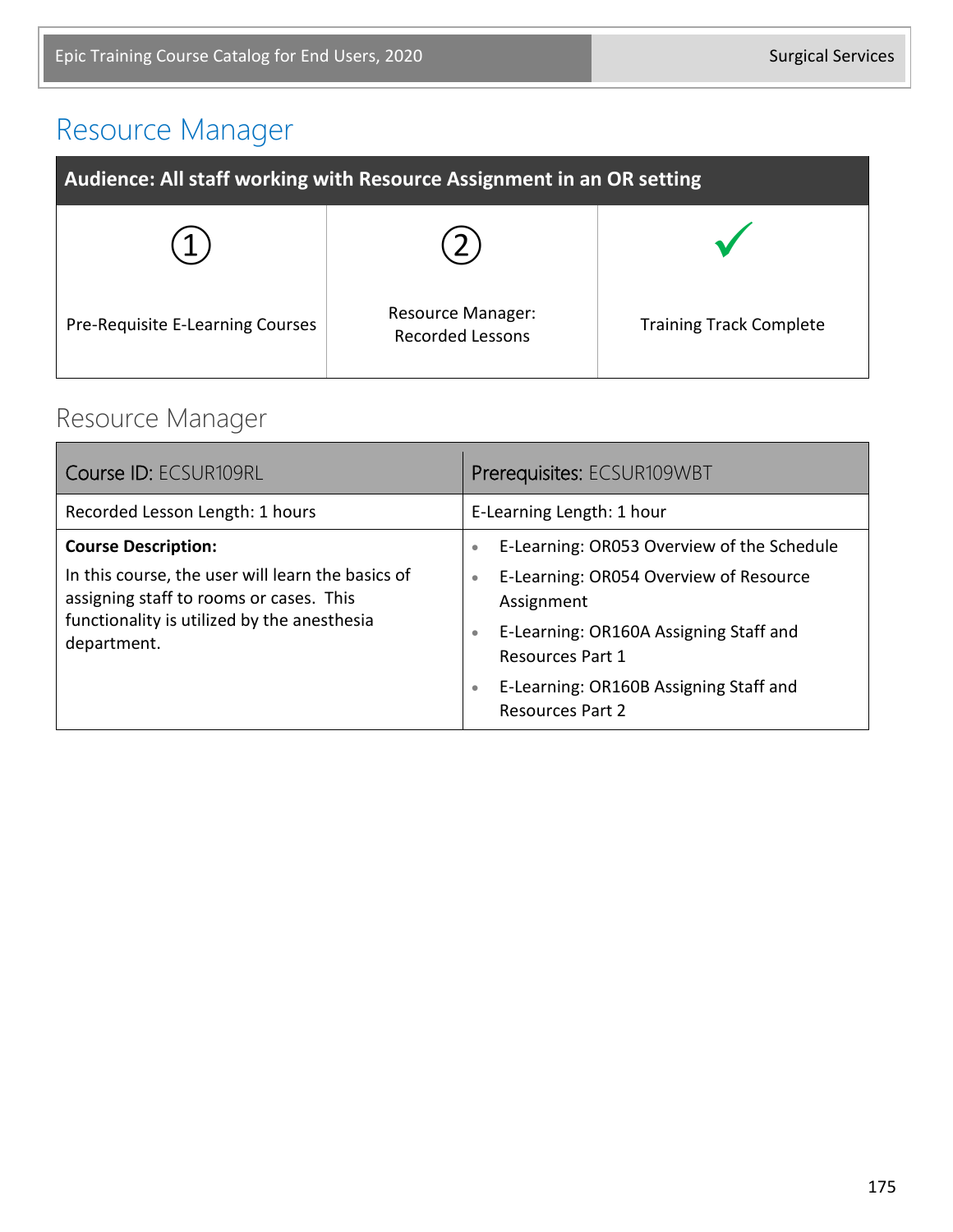# Resource Manager

| Audience: All staff working with Resource Assignment in an OR setting | | |
|---|---|---|
| ① Pre-Requisite E-Learning Courses | ② Resource Manager: Recorded Lessons | ✓ Training Track Complete |

## Resource Manager

| Course ID: ECSUR109RL | Prerequisites: ECSUR109WBT |
|---|---|
| Recorded Lesson Length: 1 hours | E-Learning Length: 1 hour |
| **Course Description:** In this course, the user will learn the basics of assigning staff to rooms or cases. This functionality is utilized by the anesthesia department. | • E-Learning: OR053 Overview of the Schedule<br>• E-Learning: OR054 Overview of Resource Assignment<br>• E-Learning: OR160A Assigning Staff and Resources Part 1<br>• E-Learning: OR160B Assigning Staff and Resources Part 2 |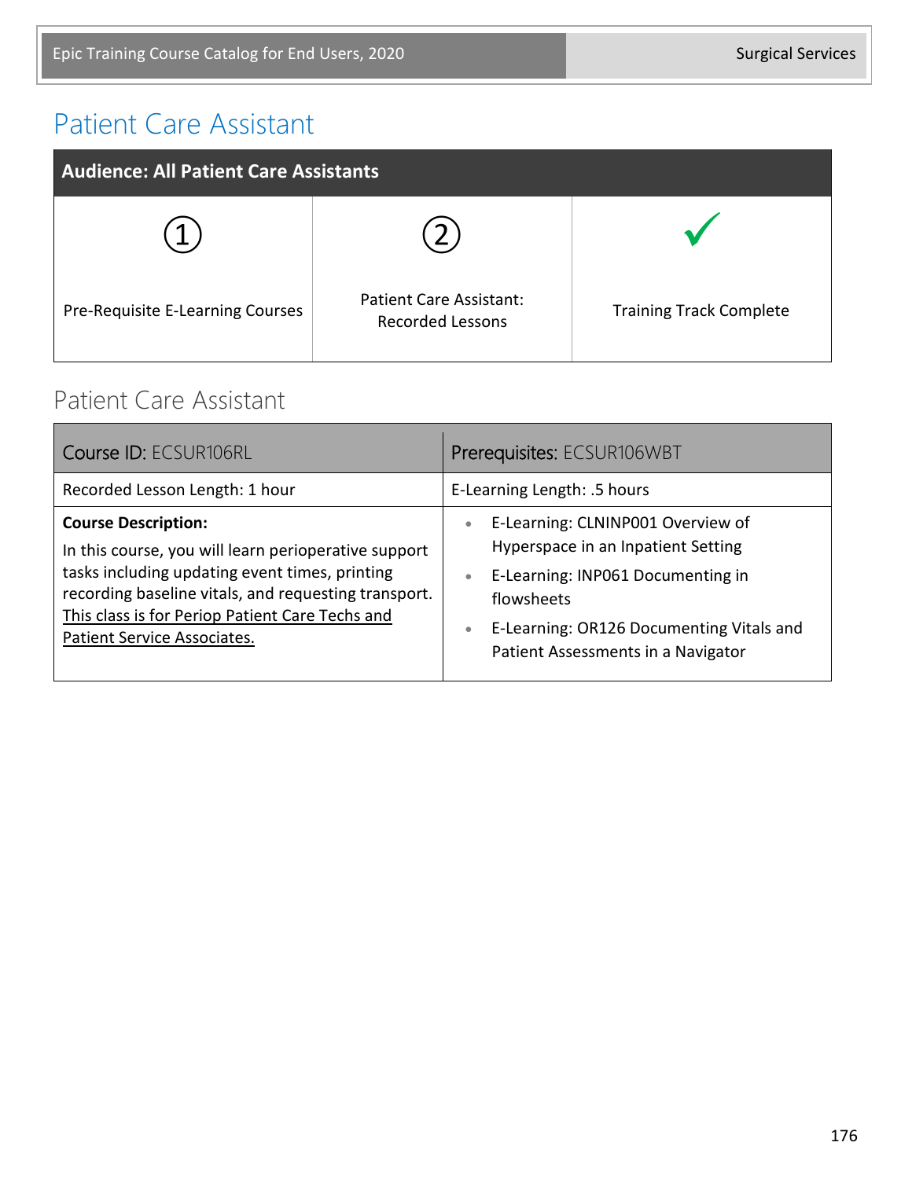# Patient Care Assistant

| Audience: All Patient Care Assistants | | |
|---|---|---|
| ① Pre-Requisite E-Learning Courses | ② Patient Care Assistant: Recorded Lessons | ✓ Training Track Complete |

## Patient Care Assistant

| Course ID: ECSUR106RL | Prerequisites: ECSUR106WBT |
|---|---|
| Recorded Lesson Length: 1 hour | E-Learning Length: .5 hours |
| **Course Description:** In this course, you will learn perioperative support tasks including updating event times, printing recording baseline vitals, and requesting transport. <u>This class is for Periop Patient Care Techs and Patient Service Associates.</u> | • E-Learning: CLNINP001 Overview of Hyperspace in an Inpatient Setting<br>• E-Learning: INP061 Documenting in flowsheets<br>• E-Learning: OR126 Documenting Vitals and Patient Assessments in a Navigator |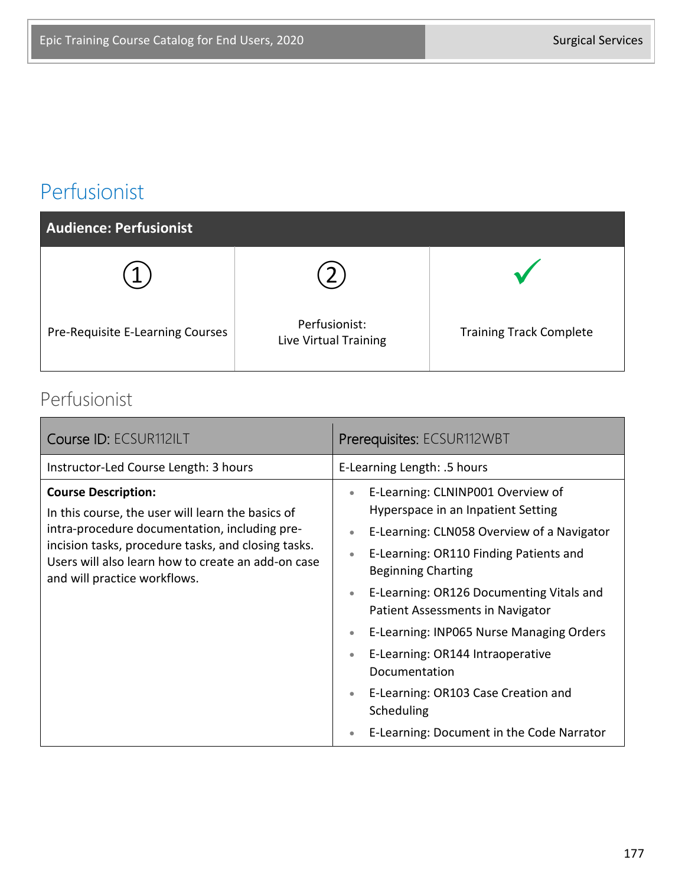# Perfusionist

| Audience: Perfusionist | | |
|---|---|---|
| ① Pre-Requisite E-Learning Courses | ② Perfusionist: Live Virtual Training | ✓ Training Track Complete |

## Perfusionist

| Course ID: ECSUR112ILT | Prerequisites: ECSUR112WBT |
|---|---|
| Instructor-Led Course Length: 3 hours | E-Learning Length: .5 hours |
| **Course Description:** In this course, the user will learn the basics of intra-procedure documentation, including pre-incision tasks, procedure tasks, and closing tasks. Users will also learn how to create an add-on case and will practice workflows. | • E-Learning: CLNINP001 Overview of Hyperspace in an Inpatient Setting<br>• E-Learning: CLN058 Overview of a Navigator<br>• E-Learning: OR110 Finding Patients and Beginning Charting<br>• E-Learning: OR126 Documenting Vitals and Patient Assessments in Navigator<br>• E-Learning: INP065 Nurse Managing Orders<br>• E-Learning: OR144 Intraoperative Documentation<br>• E-Learning: OR103 Case Creation and Scheduling<br>• E-Learning: Document in the Code Narrator |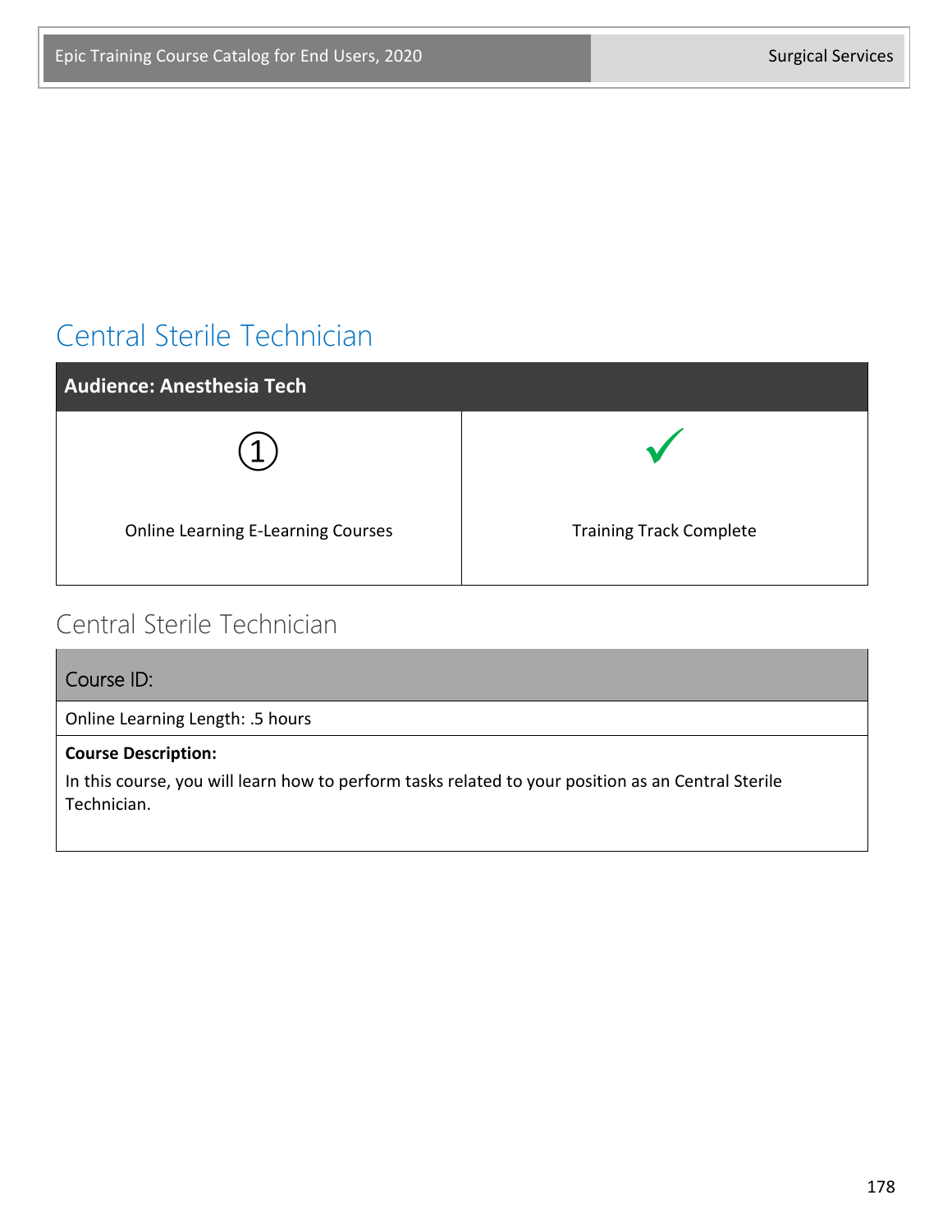# Central Sterile Technician

| Audience: Anesthesia Tech | |
|---|---|
| ① Online Learning E-Learning Courses | ✓ Training Track Complete |

## Central Sterile Technician

| Course ID: |
|---|
| Online Learning Length: .5 hours |
| **Course Description:** In this course, you will learn how to perform tasks related to your position as an Central Sterile Technician. |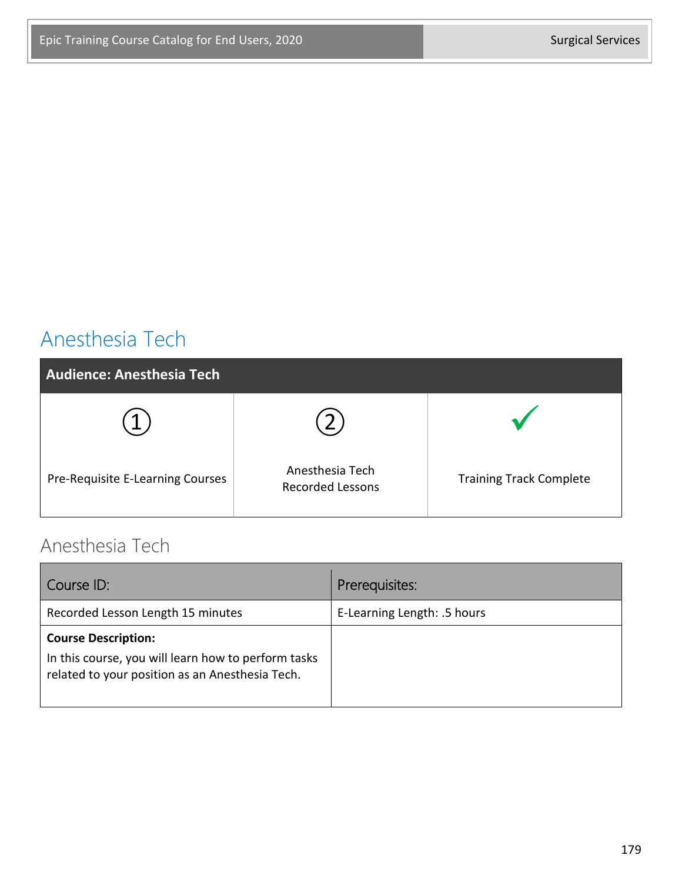# Anesthesia Tech

| Audience: Anesthesia Tech | | |
|---|---|---|
| ① | ② | ✓ |
| Pre-Requisite E-Learning Courses | Anesthesia Tech Recorded Lessons | Training Track Complete |

## Anesthesia Tech

| Course ID: | Prerequisites: |
|---|---|
| Recorded Lesson Length 15 minutes | E-Learning Length: .5 hours |
| **Course Description:** In this course, you will learn how to perform tasks related to your position as an Anesthesia Tech. | |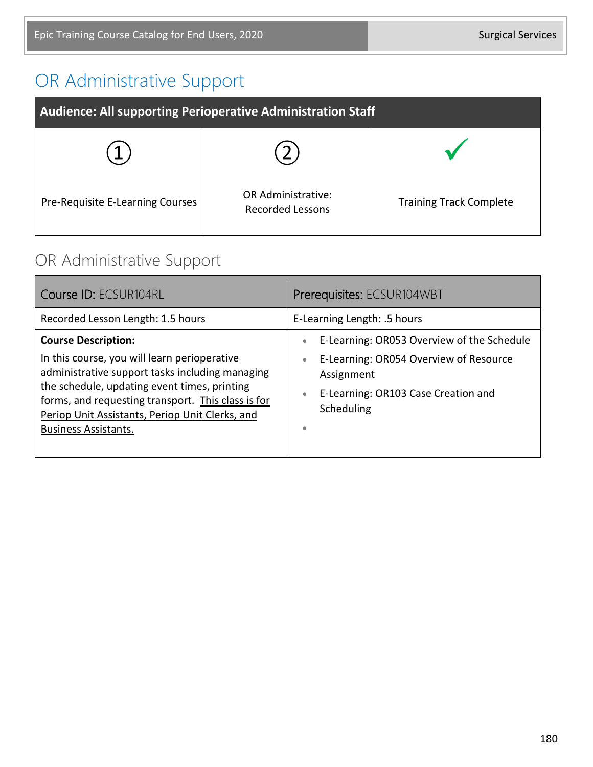# OR Administrative Support

| Audience: All supporting Perioperative Administration Staff | | |
|---|---|---|
| ① | ② | ✓ |
| Pre-Requisite E-Learning Courses | OR Administrative: Recorded Lessons | Training Track Complete |

## OR Administrative Support

| Course ID: ECSUR104RL | Prerequisites: ECSUR104WBT |
|---|---|
| Recorded Lesson Length: 1.5 hours | E-Learning Length: .5 hours |
| **Course Description:**<br>In this course, you will learn perioperative administrative support tasks including managing the schedule, updating event times, printing forms, and requesting transport. <u>This class is for Periop Unit Assistants, Periop Unit Clerks, and Business Assistants.</u> | • E-Learning: OR053 Overview of the Schedule<br>• E-Learning: OR054 Overview of Resource Assignment<br>• E-Learning: OR103 Case Creation and Scheduling<br>• |